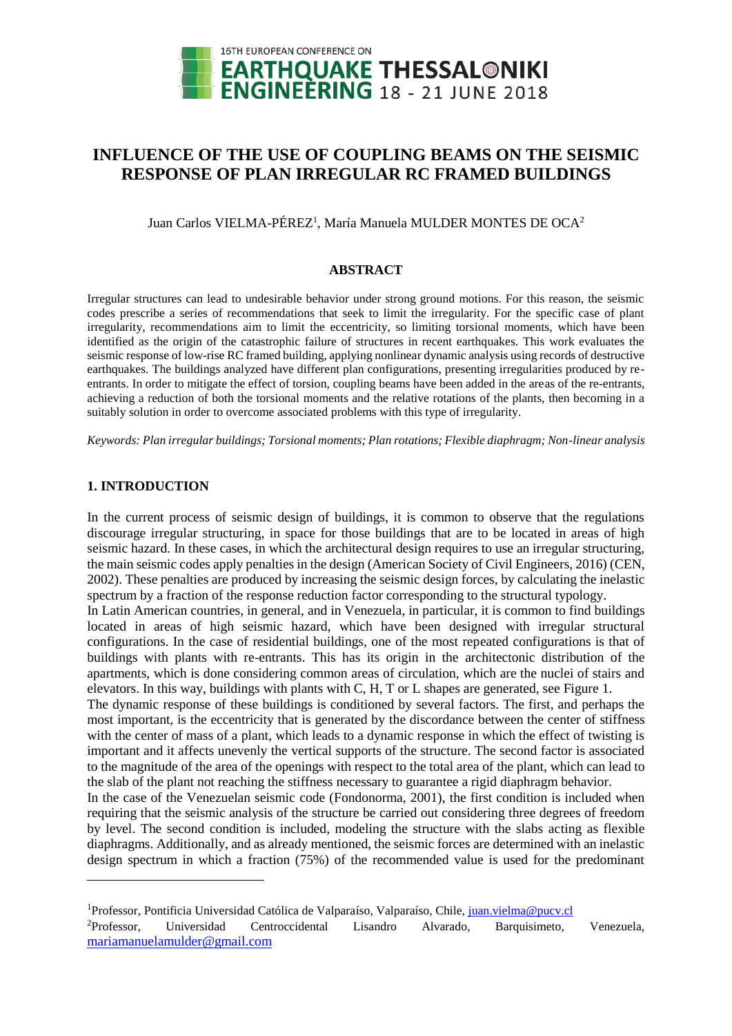# INFLUENCE OF THE USE OF COUPLING BEAMS ON THE SEISMIC RESPONSE OF PLAN IRREGULAR RC FRAMED BUILDINGS

Juan Carlos VIELMA-PÉREZ[1], María Manuela MULDER MONTES DE OCA[2]

## ABSTRACT

Irregular structures can lead to undesirable behavior under strong ground motions. For this reason, the seismic codes prescribe a series of recommendations that seek to limit the irregularity. For the specific case of plant irregularity, recommendations aim to limit the eccentricity, so limiting torsional moments, which have been identified as the origin of the catastrophic failure of structures in recent earthquakes. This work evaluates the seismic response of low-rise RC framed building, applying nonlinear dynamic analysis using records of destructive earthquakes. The buildings analyzed have different plan configurations, presenting irregularities produced by re-entrants. In order to mitigate the effect of torsion, coupling beams have been added in the areas of the re-entrants, achieving a reduction of both the torsional moments and the relative rotations of the plants, then becoming in a suitably solution in order to overcome associated problems with this type of irregularity.

*Keywords: Plan irregular buildings; Torsional moments; Plan rotations; Flexible diaphragm; Non-linear analysis*

## 1. INTRODUCTION

In the current process of seismic design of buildings, it is common to observe that the regulations discourage irregular structuring, in space for those buildings that are to be located in areas of high seismic hazard. In these cases, in which the architectural design requires to use an irregular structuring, the main seismic codes apply penalties in the design (American Society of Civil Engineers, 2016) (CEN, 2002). These penalties are produced by increasing the seismic design forces, by calculating the inelastic spectrum by a fraction of the response reduction factor corresponding to the structural typology.

In Latin American countries, in general, and in Venezuela, in particular, it is common to find buildings located in areas of high seismic hazard, which have been designed with irregular structural configurations. In the case of residential buildings, one of the most repeated configurations is that of buildings with plants with re-entrants. This has its origin in the architectonic distribution of the apartments, which is done considering common areas of circulation, which are the nuclei of stairs and elevators. In this way, buildings with plants with C, H, T or L shapes are generated, see Figure 1.

The dynamic response of these buildings is conditioned by several factors. The first, and perhaps the most important, is the eccentricity that is generated by the discordance between the center of stiffness with the center of mass of a plant, which leads to a dynamic response in which the effect of twisting is important and it affects unevenly the vertical supports of the structure. The second factor is associated to the magnitude of the area of the openings with respect to the total area of the plant, which can lead to the slab of the plant not reaching the stiffness necessary to guarantee a rigid diaphragm behavior.

In the case of the Venezuelan seismic code (Fondonorma, 2001), the first condition is included when requiring that the seismic analysis of the structure be carried out considering three degrees of freedom by level. The second condition is included, modeling the structure with the slabs acting as flexible diaphragms. Additionally, and as already mentioned, the seismic forces are determined with an inelastic design spectrum in which a fraction (75%) of the recommended value is used for the predominant

---

[1]Professor, Pontificia Universidad Católica de Valparaíso, Valparaíso, Chile, juan.vielma@pucv.cl

[2]Professor, Universidad Centroccidental Lisandro Alvarado, Barquisimeto, Venezuela, mariamanuelamulder@gmail.com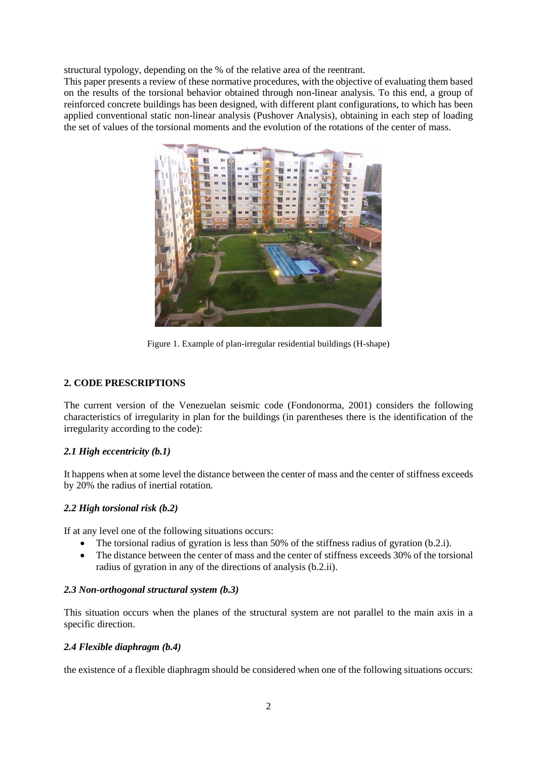structural typology, depending on the % of the relative area of the reentrant.

This paper presents a review of these normative procedures, with the objective of evaluating them based on the results of the torsional behavior obtained through non-linear analysis. To this end, a group of reinforced concrete buildings has been designed, with different plant configurations, to which has been applied conventional static non-linear analysis (Pushover Analysis), obtaining in each step of loading the set of values of the torsional moments and the evolution of the rotations of the center of mass.

Figure 1. Example of plan-irregular residential buildings (H-shape)

## 2. CODE PRESCRIPTIONS

The current version of the Venezuelan seismic code (Fondonorma, 2001) considers the following characteristics of irregularity in plan for the buildings (in parentheses there is the identification of the irregularity according to the code):

### *2.1 High eccentricity (b.1)*

It happens when at some level the distance between the center of mass and the center of stiffness exceeds by 20% the radius of inertial rotation.

### *2.2 High torsional risk (b.2)*

If at any level one of the following situations occurs:

- The torsional radius of gyration is less than 50% of the stiffness radius of gyration (b.2.i).
- The distance between the center of mass and the center of stiffness exceeds 30% of the torsional radius of gyration in any of the directions of analysis (b.2.ii).

### *2.3 Non-orthogonal structural system (b.3)*

This situation occurs when the planes of the structural system are not parallel to the main axis in a specific direction.

### *2.4 Flexible diaphragm (b.4)*

the existence of a flexible diaphragm should be considered when one of the following situations occurs: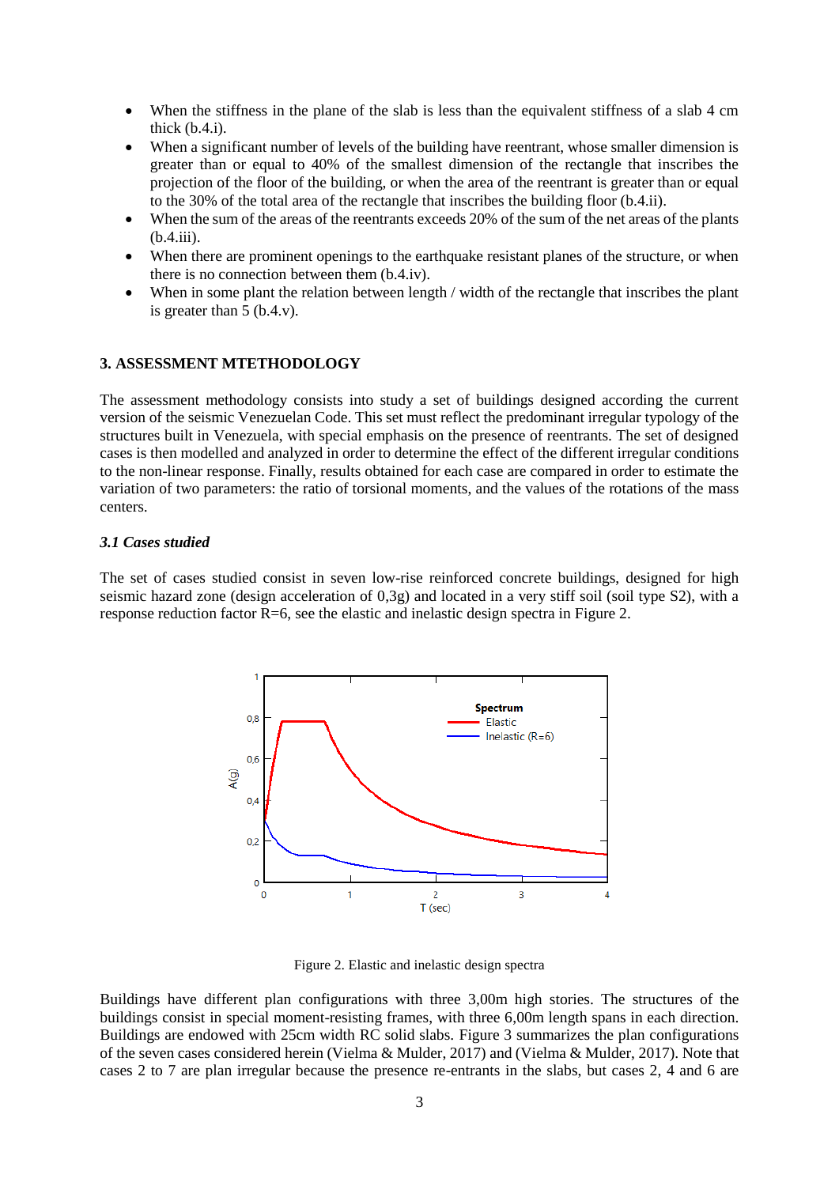- When the stiffness in the plane of the slab is less than the equivalent stiffness of a slab 4 cm thick (b.4.i).
- When a significant number of levels of the building have reentrant, whose smaller dimension is greater than or equal to 40% of the smallest dimension of the rectangle that inscribes the projection of the floor of the building, or when the area of the reentrant is greater than or equal to the 30% of the total area of the rectangle that inscribes the building floor (b.4.ii).
- When the sum of the areas of the reentrants exceeds 20% of the sum of the net areas of the plants (b.4.iii).
- When there are prominent openings to the earthquake resistant planes of the structure, or when there is no connection between them (b.4.iv).
- When in some plant the relation between length / width of the rectangle that inscribes the plant is greater than 5 (b.4.v).

## 3. ASSESSMENT MTETHODOLOGY

The assessment methodology consists into study a set of buildings designed according the current version of the seismic Venezuelan Code. This set must reflect the predominant irregular typology of the structures built in Venezuela, with special emphasis on the presence of reentrants. The set of designed cases is then modelled and analyzed in order to determine the effect of the different irregular conditions to the non-linear response. Finally, results obtained for each case are compared in order to estimate the variation of two parameters: the ratio of torsional moments, and the values of the rotations of the mass centers.

### *3.1 Cases studied*

The set of cases studied consist in seven low-rise reinforced concrete buildings, designed for high seismic hazard zone (design acceleration of 0,3g) and located in a very stiff soil (soil type S2), with a response reduction factor R=6, see the elastic and inelastic design spectra in Figure 2.

Figure 2. Elastic and inelastic design spectra

Buildings have different plan configurations with three 3,00m high stories. The structures of the buildings consist in special moment-resisting frames, with three 6,00m length spans in each direction. Buildings are endowed with 25cm width RC solid slabs. Figure 3 summarizes the plan configurations of the seven cases considered herein (Vielma & Mulder, 2017) and (Vielma & Mulder, 2017). Note that cases 2 to 7 are plan irregular because the presence re-entrants in the slabs, but cases 2, 4 and 6 are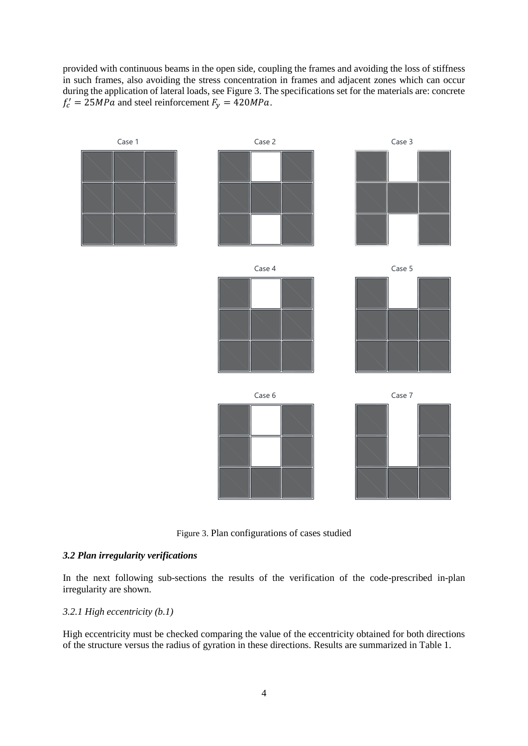provided with continuous beams in the open side, coupling the frames and avoiding the loss of stiffness in such frames, also avoiding the stress concentration in frames and adjacent zones which can occur during the application of lateral loads, see Figure 3. The specifications set for the materials are: concrete $f_c' = 25MPa$ and steel reinforcement $F_y = 420MPa$.

Case 1

Case 2

Case 3

Case 4

Case 5

Case 6

Case 7

Figure 3. Plan configurations of cases studied

### *3.2 Plan irregularity verifications*

In the next following sub-sections the results of the verification of the code-prescribed in-plan irregularity are shown.

#### *3.2.1 High eccentricity (b.1)*

High eccentricity must be checked comparing the value of the eccentricity obtained for both directions of the structure versus the radius of gyration in these directions. Results are summarized in Table 1.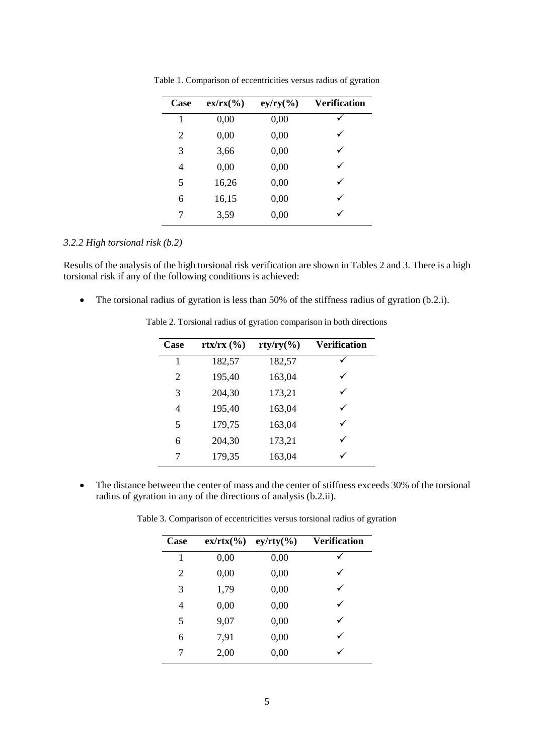Table 1. Comparison of eccentricities versus radius of gyration

| Case | ex/rx(%) | ey/ry(%) | Verification |
|---|---|---|---|
| 1 | 0,00 | 0,00 | ✓ |
| 2 | 0,00 | 0,00 | ✓ |
| 3 | 3,66 | 0,00 | ✓ |
| 4 | 0,00 | 0,00 | ✓ |
| 5 | 16,26 | 0,00 | ✓ |
| 6 | 16,15 | 0,00 | ✓ |
| 7 | 3,59 | 0,00 | ✓ |

### *3.2.2 High torsional risk (b.2)*

Results of the analysis of the high torsional risk verification are shown in Tables 2 and 3. There is a high torsional risk if any of the following conditions is achieved:

- The torsional radius of gyration is less than 50% of the stiffness radius of gyration (b.2.i).

Table 2. Torsional radius of gyration comparison in both directions

| Case | rtx/rx (%) | rty/ry(%) | Verification |
|---|---|---|---|
| 1 | 182,57 | 182,57 | ✓ |
| 2 | 195,40 | 163,04 | ✓ |
| 3 | 204,30 | 173,21 | ✓ |
| 4 | 195,40 | 163,04 | ✓ |
| 5 | 179,75 | 163,04 | ✓ |
| 6 | 204,30 | 173,21 | ✓ |
| 7 | 179,35 | 163,04 | ✓ |

- The distance between the center of mass and the center of stiffness exceeds 30% of the torsional radius of gyration in any of the directions of analysis (b.2.ii).

Table 3. Comparison of eccentricities versus torsional radius of gyration

| Case | ex/rtx(%) | ey/rty(%) | Verification |
|---|---|---|---|
| 1 | 0,00 | 0,00 | ✓ |
| 2 | 0,00 | 0,00 | ✓ |
| 3 | 1,79 | 0,00 | ✓ |
| 4 | 0,00 | 0,00 | ✓ |
| 5 | 9,07 | 0,00 | ✓ |
| 6 | 7,91 | 0,00 | ✓ |
| 7 | 2,00 | 0,00 | ✓ |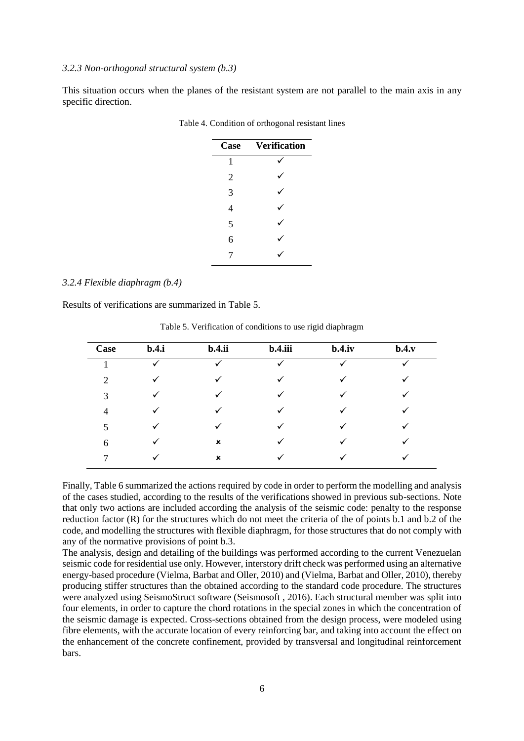*3.2.3 Non-orthogonal structural system (b.3)*

This situation occurs when the planes of the resistant system are not parallel to the main axis in any specific direction.

Table 4. Condition of orthogonal resistant lines

| Case | Verification |
|---|---|
| 1 | ✓ |
| 2 | ✓ |
| 3 | ✓ |
| 4 | ✓ |
| 5 | ✓ |
| 6 | ✓ |
| 7 | ✓ |

*3.2.4 Flexible diaphragm (b.4)*

Results of verifications are summarized in Table 5.

Table 5. Verification of conditions to use rigid diaphragm

| Case | b.4.i | b.4.ii | b.4.iii | b.4.iv | b.4.v |
|---|---|---|---|---|---|
| 1 | ✓ | ✓ | ✓ | ✓ | ✓ |
| 2 | ✓ | ✓ | ✓ | ✓ | ✓ |
| 3 | ✓ | ✓ | ✓ | ✓ | ✓ |
| 4 | ✓ | ✓ | ✓ | ✓ | ✓ |
| 5 | ✓ | ✓ | ✓ | ✓ | ✓ |
| 6 | ✓ | × | ✓ | ✓ | ✓ |
| 7 | ✓ | × | ✓ | ✓ | ✓ |

Finally, Table 6 summarized the actions required by code in order to perform the modelling and analysis of the cases studied, according to the results of the verifications showed in previous sub-sections. Note that only two actions are included according the analysis of the seismic code: penalty to the response reduction factor (R) for the structures which do not meet the criteria of the of the points b.1 and b.2 of the code, and modelling the structures with flexible diaphragm, for those structures that do not comply with any of the normative provisions of point b.3.

The analysis, design and detailing of the buildings was performed according to the current Venezuelan seismic code for residential use only. However, interstory drift check was performed using an alternative energy-based procedure (Vielma, Barbat and Oller, 2010) and (Vielma, Barbat and Oller, 2010), thereby producing stiffer structures than the obtained according to the standard code procedure. The structures were analyzed using SeismoStruct software (Seismosoft , 2016). Each structural member was split into four elements, in order to capture the chord rotations in the special zones in which the concentration of the seismic damage is expected. Cross-sections obtained from the design process, were modeled using fibre elements, with the accurate location of every reinforcing bar, and taking into account the effect on the enhancement of the concrete confinement, provided by transversal and longitudinal reinforcement bars.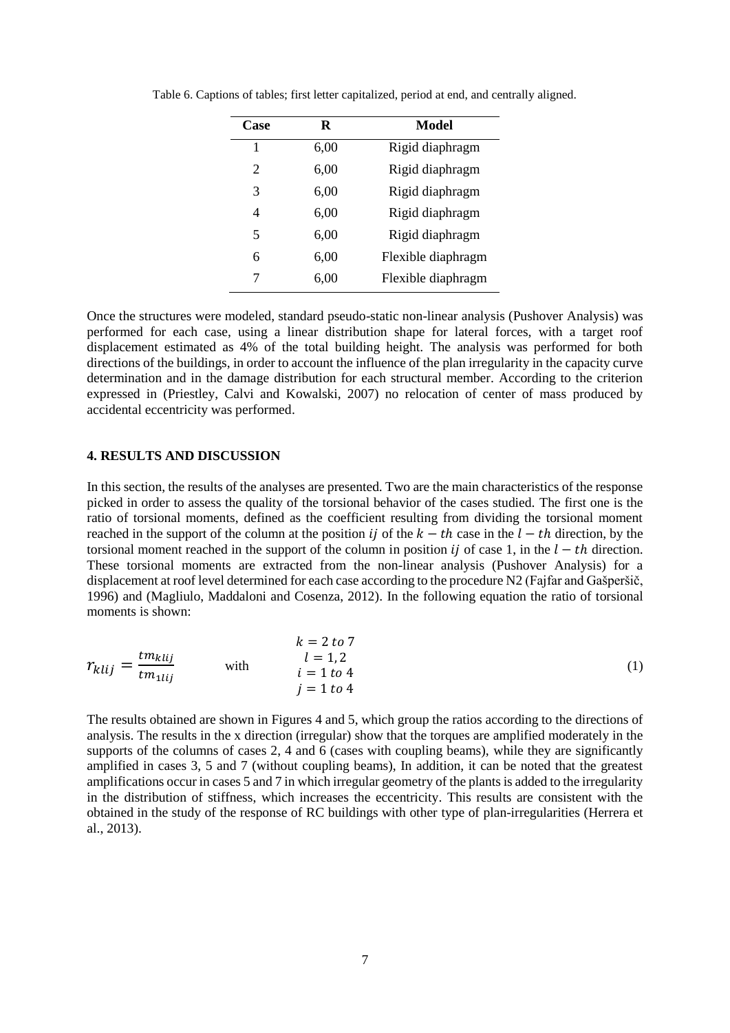Table 6. Captions of tables; first letter capitalized, period at end, and centrally aligned.

| Case | R | Model |
|---|---|---|
| 1 | 6,00 | Rigid diaphragm |
| 2 | 6,00 | Rigid diaphragm |
| 3 | 6,00 | Rigid diaphragm |
| 4 | 6,00 | Rigid diaphragm |
| 5 | 6,00 | Rigid diaphragm |
| 6 | 6,00 | Flexible diaphragm |
| 7 | 6,00 | Flexible diaphragm |

Once the structures were modeled, standard pseudo-static non-linear analysis (Pushover Analysis) was performed for each case, using a linear distribution shape for lateral forces, with a target roof displacement estimated as 4% of the total building height. The analysis was performed for both directions of the buildings, in order to account the influence of the plan irregularity in the capacity curve determination and in the damage distribution for each structural member. According to the criterion expressed in (Priestley, Calvi and Kowalski, 2007) no relocation of center of mass produced by accidental eccentricity was performed.

## 4. RESULTS AND DISCUSSION

In this section, the results of the analyses are presented. Two are the main characteristics of the response picked in order to assess the quality of the torsional behavior of the cases studied. The first one is the ratio of torsional moments, defined as the coefficient resulting from dividing the torsional moment reached in the support of the column at the position $ij$ of the $k-th$ case in the $l-th$ direction, by the torsional moment reached in the support of the column in position $ij$ of case 1, in the $l-th$ direction. These torsional moments are extracted from the non-linear analysis (Pushover Analysis) for a displacement at roof level determined for each case according to the procedure N2 (Fajfar and Gašperšič, 1996) and (Magliulo, Maddaloni and Cosenza, 2012). In the following equation the ratio of torsional moments is shown:

$$r_{klij} = \frac{tm_{klij}}{tm_{1lij}} \qquad \text{with} \qquad \begin{matrix} k = 2 \text{ to } 7 \\ l = 1, 2 \\ i = 1 \text{ to } 4 \\ j = 1 \text{ to } 4 \end{matrix} \tag{1}$$

The results obtained are shown in Figures 4 and 5, which group the ratios according to the directions of analysis. The results in the x direction (irregular) show that the torques are amplified moderately in the supports of the columns of cases 2, 4 and 6 (cases with coupling beams), while they are significantly amplified in cases 3, 5 and 7 (without coupling beams), In addition, it can be noted that the greatest amplifications occur in cases 5 and 7 in which irregular geometry of the plants is added to the irregularity in the distribution of stiffness, which increases the eccentricity. This results are consistent with the obtained in the study of the response of RC buildings with other type of plan-irregularities (Herrera et al., 2013).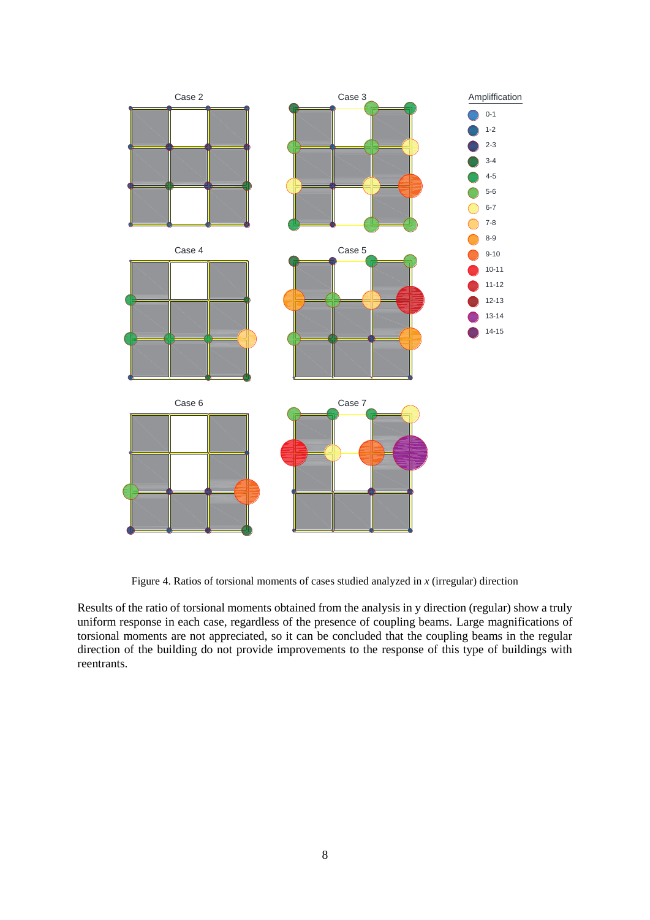Figure 4. Ratios of torsional moments of cases studied analyzed in *x* (irregular) direction

Results of the ratio of torsional moments obtained from the analysis in y direction (regular) show a truly uniform response in each case, regardless of the presence of coupling beams. Large magnifications of torsional moments are not appreciated, so it can be concluded that the coupling beams in the regular direction of the building do not provide improvements to the response of this type of buildings with reentrants.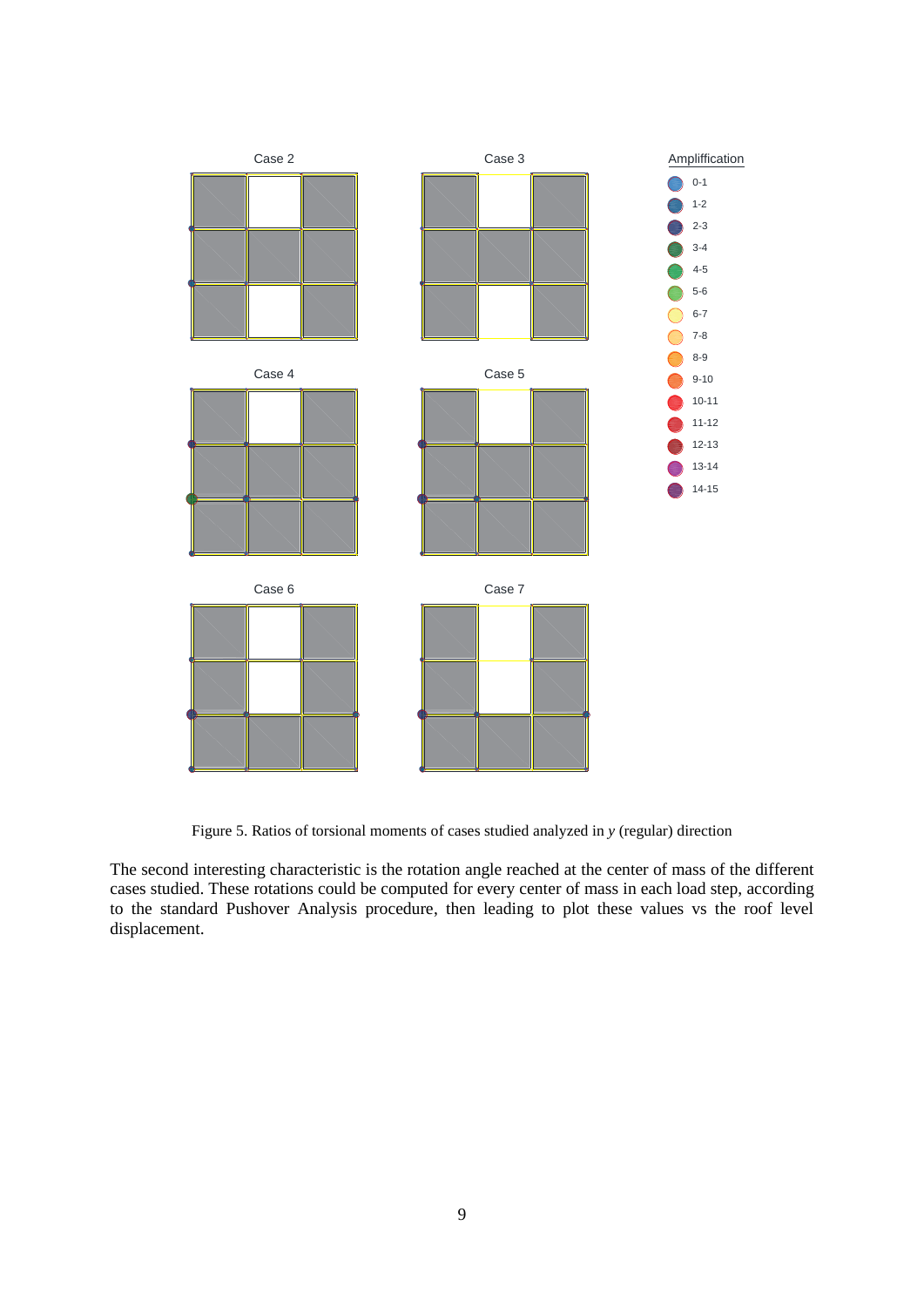Figure 5. Ratios of torsional moments of cases studied analyzed in *y* (regular) direction

The second interesting characteristic is the rotation angle reached at the center of mass of the different cases studied. These rotations could be computed for every center of mass in each load step, according to the standard Pushover Analysis procedure, then leading to plot these values vs the roof level displacement.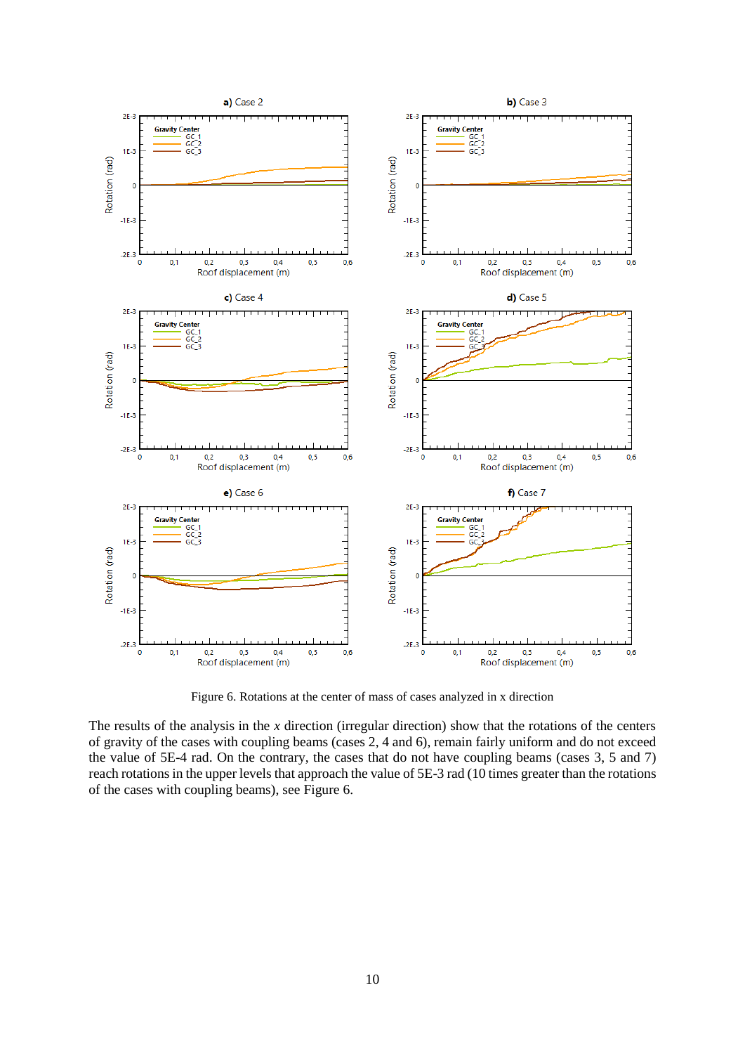Figure 6. Rotations at the center of mass of cases analyzed in x direction

The results of the analysis in the *x* direction (irregular direction) show that the rotations of the centers of gravity of the cases with coupling beams (cases 2, 4 and 6), remain fairly uniform and do not exceed the value of 5E-4 rad. On the contrary, the cases that do not have coupling beams (cases 3, 5 and 7) reach rotations in the upper levels that approach the value of 5E-3 rad (10 times greater than the rotations of the cases with coupling beams), see Figure 6.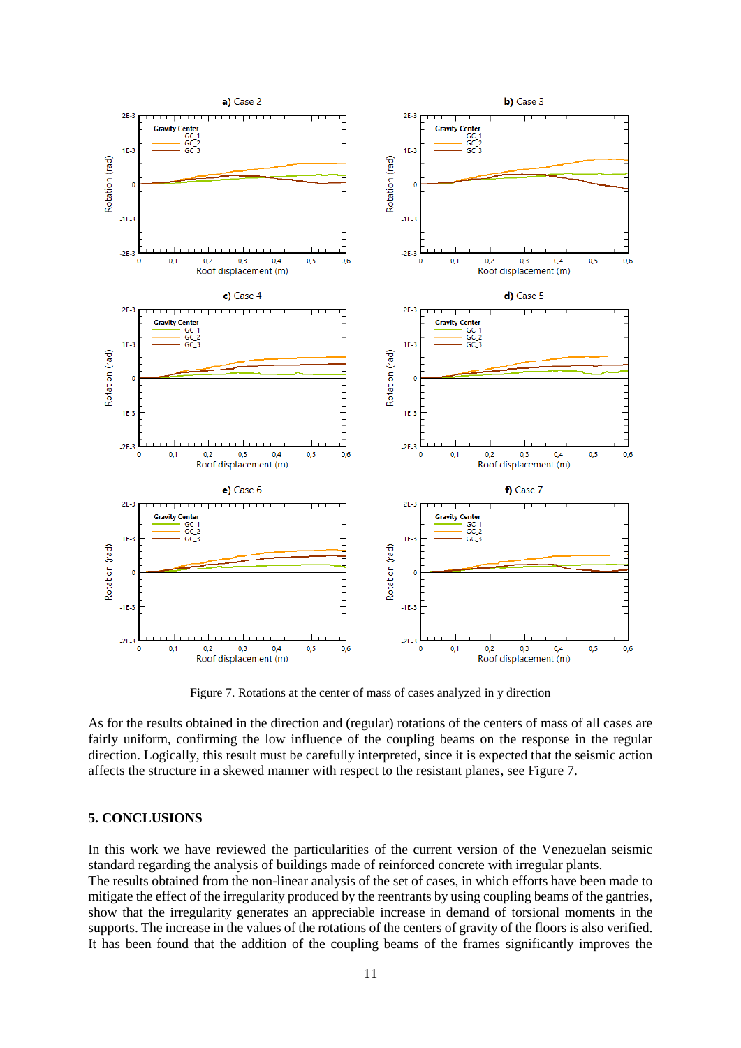Figure 7. Rotations at the center of mass of cases analyzed in y direction

As for the results obtained in the direction and (regular) rotations of the centers of mass of all cases are fairly uniform, confirming the low influence of the coupling beams on the response in the regular direction. Logically, this result must be carefully interpreted, since it is expected that the seismic action affects the structure in a skewed manner with respect to the resistant planes, see Figure 7.

## 5. CONCLUSIONS

In this work we have reviewed the particularities of the current version of the Venezuelan seismic standard regarding the analysis of buildings made of reinforced concrete with irregular plants.
The results obtained from the non-linear analysis of the set of cases, in which efforts have been made to mitigate the effect of the irregularity produced by the reentrants by using coupling beams of the gantries, show that the irregularity generates an appreciable increase in demand of torsional moments in the supports. The increase in the values of the rotations of the centers of gravity of the floors is also verified. It has been found that the addition of the coupling beams of the frames significantly improves the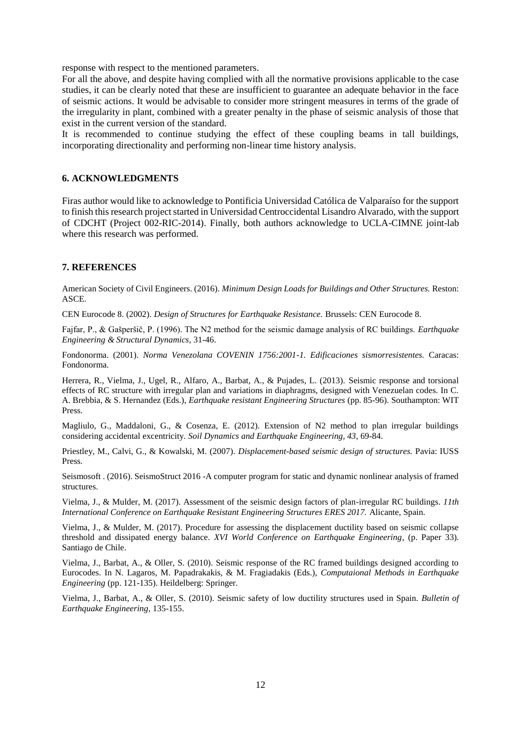response with respect to the mentioned parameters.

For all the above, and despite having complied with all the normative provisions applicable to the case studies, it can be clearly noted that these are insufficient to guarantee an adequate behavior in the face of seismic actions. It would be advisable to consider more stringent measures in terms of the grade of the irregularity in plant, combined with a greater penalty in the phase of seismic analysis of those that exist in the current version of the standard.

It is recommended to continue studying the effect of these coupling beams in tall buildings, incorporating directionality and performing non-linear time history analysis.

## 6. ACKNOWLEDGMENTS

Firas author would like to acknowledge to Pontificia Universidad Católica de Valparaíso for the support to finish this research project started in Universidad Centroccidental Lisandro Alvarado, with the support of CDCHT (Project 002-RIC-2014). Finally, both authors acknowledge to UCLA-CIMNE joint-lab where this research was performed.

## 7. REFERENCES

American Society of Civil Engineers. (2016). *Minimum Design Loads for Buildings and Other Structures.* Reston: ASCE.

CEN Eurocode 8. (2002). *Design of Structures for Earthquake Resistance.* Brussels: CEN Eurocode 8.

Fajfar, P., & Gašperšič, P. (1996). The N2 method for the seismic damage analysis of RC buildings. *Earthquake Engineering & Structural Dynamics*, 31-46.

Fondonorma. (2001). *Norma Venezolana COVENIN 1756:2001-1. Edificaciones sismorresistentes.* Caracas: Fondonorma.

Herrera, R., Vielma, J., Ugel, R., Alfaro, A., Barbat, A., & Pujades, L. (2013). Seismic response and torsional effects of RC structure with irregular plan and variations in diaphragms, designed with Venezuelan codes. In C. A. Brebbia, & S. Hernandez (Eds.), *Earthquake resistant Engineering Structures* (pp. 85-96). Southampton: WIT Press.

Magliulo, G., Maddaloni, G., & Cosenza, E. (2012). Extension of N2 method to plan irregular buildings considering accidental excentricity. *Soil Dynamics and Earthquake Engineering, 43*, 69-84.

Priestley, M., Calvi, G., & Kowalski, M. (2007). *Displacement-based seismic design of structures.* Pavia: IUSS Press.

Seismosoft . (2016). SeismoStruct 2016 -A computer program for static and dynamic nonlinear analysis of framed structures.

Vielma, J., & Mulder, M. (2017). Assessment of the seismic design factors of plan-irregular RC buildings. *11th International Conference on Earthquake Resistant Engineering Structures ERES 2017.* Alicante, Spain.

Vielma, J., & Mulder, M. (2017). Procedure for assessing the displacement ductility based on seismic collapse threshold and dissipated energy balance. *XVI World Conference on Earthquake Engineering*, (p. Paper 33). Santiago de Chile.

Vielma, J., Barbat, A., & Oller, S. (2010). Seismic response of the RC framed buildings designed according to Eurocodes. In N. Lagaros, M. Papadrakakis, & M. Fragiadakis (Eds.), *Computaional Methods in Earthquake Engineering* (pp. 121-135). Heildelberg: Springer.

Vielma, J., Barbat, A., & Oller, S. (2010). Seismic safety of low ductility structures used in Spain. *Bulletin of Earthquake Engineering*, 135-155.